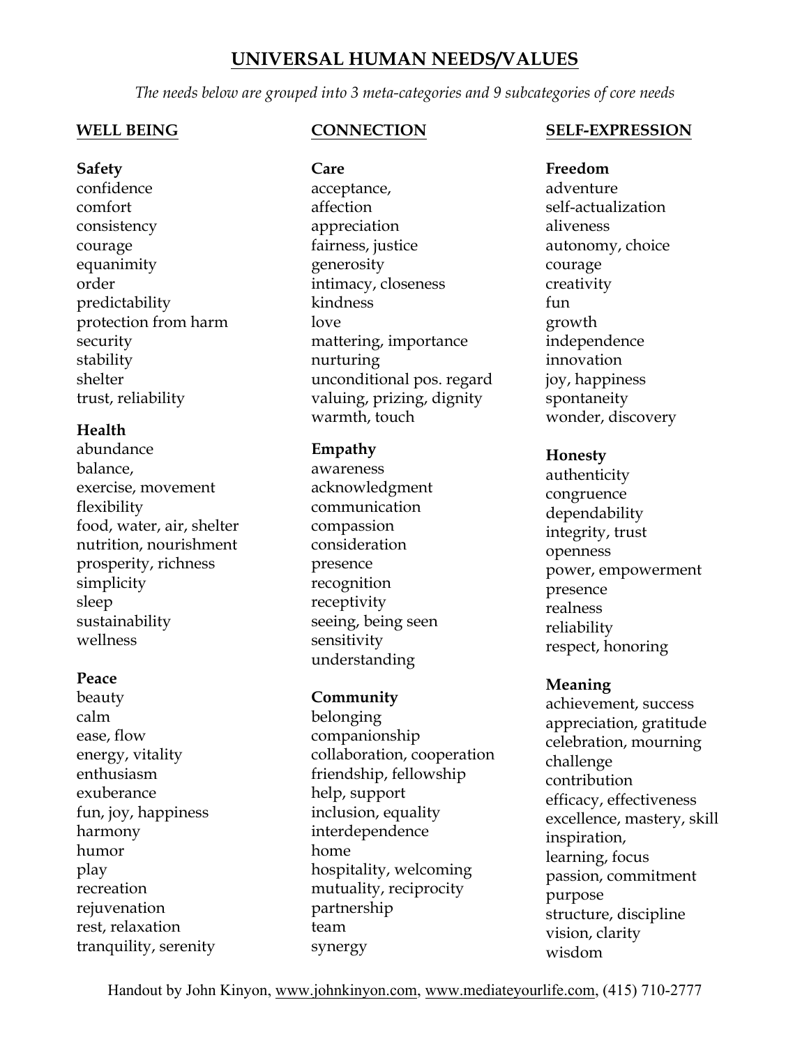# UNIVERSAL HUMAN NEEDS/VALUES

*The needs below are grouped into 3 meta-categories and 9 subcategories of core needs*

## WELL BEING

**Safety**
confidence
comfort
consistency
courage
equanimity
order
predictability
protection from harm
security
stability
shelter
trust, reliability

**Health**
abundance
balance,
exercise, movement
flexibility
food, water, air, shelter
nutrition, nourishment
prosperity, richness
simplicity
sleep
sustainability
wellness

**Peace**
beauty
calm
ease, flow
energy, vitality
enthusiasm
exuberance
fun, joy, happiness
harmony
humor
play
recreation
rejuvenation
rest, relaxation
tranquility, serenity

## CONNECTION

**Care**
acceptance,
affection
appreciation
fairness, justice
generosity
intimacy, closeness
kindness
love
mattering, importance
nurturing
unconditional pos. regard
valuing, prizing, dignity
warmth, touch

**Empathy**
awareness
acknowledgment
communication
compassion
consideration
presence
recognition
receptivity
seeing, being seen
sensitivity
understanding

**Community**
belonging
companionship
collaboration, cooperation
friendship, fellowship
help, support
inclusion, equality
interdependence
home
hospitality, welcoming
mutuality, reciprocity
partnership
team
synergy

## SELF-EXPRESSION

**Freedom**
adventure
self-actualization
aliveness
autonomy, choice
courage
creativity
fun
growth
independence
innovation
joy, happiness
spontaneity
wonder, discovery

**Honesty**
authenticity
congruence
dependability
integrity, trust
openness
power, empowerment
presence
realness
reliability
respect, honoring

**Meaning**
achievement, success
appreciation, gratitude
celebration, mourning
challenge
contribution
efficacy, effectiveness
excellence, mastery, skill
inspiration,
learning, focus
passion, commitment
purpose
structure, discipline
vision, clarity
wisdom

Handout by John Kinyon, www.johnkinyon.com, www.mediateyourlife.com, (415) 710-2777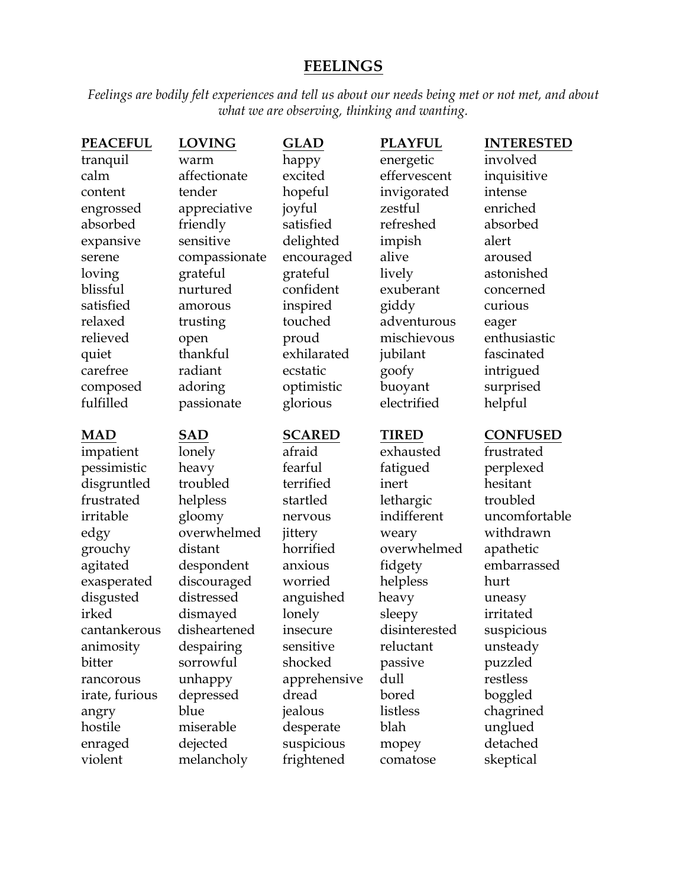# FEELINGS

*Feelings are bodily felt experiences and tell us about our needs being met or not met, and about what we are observing, thinking and wanting.*

| PEACEFUL | LOVING | GLAD | PLAYFUL | INTERESTED |
|---|---|---|---|---|
| tranquil | warm | happy | energetic | involved |
| calm | affectionate | excited | effervescent | inquisitive |
| content | tender | hopeful | invigorated | intense |
| engrossed | appreciative | joyful | zestful | enriched |
| absorbed | friendly | satisfied | refreshed | absorbed |
| expansive | sensitive | delighted | impish | alert |
| serene | compassionate | encouraged | alive | aroused |
| loving | grateful | grateful | lively | astonished |
| blissful | nurtured | confident | exuberant | concerned |
| satisfied | amorous | inspired | giddy | curious |
| relaxed | trusting | touched | adventurous | eager |
| relieved | open | proud | mischievous | enthusiastic |
| quiet | thankful | exhilarated | jubilant | fascinated |
| carefree | radiant | ecstatic | goofy | intrigued |
| composed | adoring | optimistic | buoyant | surprised |
| fulfilled | passionate | glorious | electrified | helpful |

| MAD | SAD | SCARED | TIRED | CONFUSED |
|---|---|---|---|---|
| impatient | lonely | afraid | exhausted | frustrated |
| pessimistic | heavy | fearful | fatigued | perplexed |
| disgruntled | troubled | terrified | inert | hesitant |
| frustrated | helpless | startled | lethargic | troubled |
| irritable | gloomy | nervous | indifferent | uncomfortable |
| edgy | overwhelmed | jittery | weary | withdrawn |
| grouchy | distant | horrified | overwhelmed | apathetic |
| agitated | despondent | anxious | fidgety | embarrassed |
| exasperated | discouraged | worried | helpless | hurt |
| disgusted | distressed | anguished | heavy | uneasy |
| irked | dismayed | lonely | sleepy | irritated |
| cantankerous | disheartened | insecure | disinterested | suspicious |
| animosity | despairing | sensitive | reluctant | unsteady |
| bitter | sorrowful | shocked | passive | puzzled |
| rancorous | unhappy | apprehensive | dull | restless |
| irate, furious | depressed | dread | bored | boggled |
| angry | blue | jealous | listless | chagrined |
| hostile | miserable | desperate | blah | unglued |
| enraged | dejected | suspicious | mopey | detached |
| violent | melancholy | frightened | comatose | skeptical |